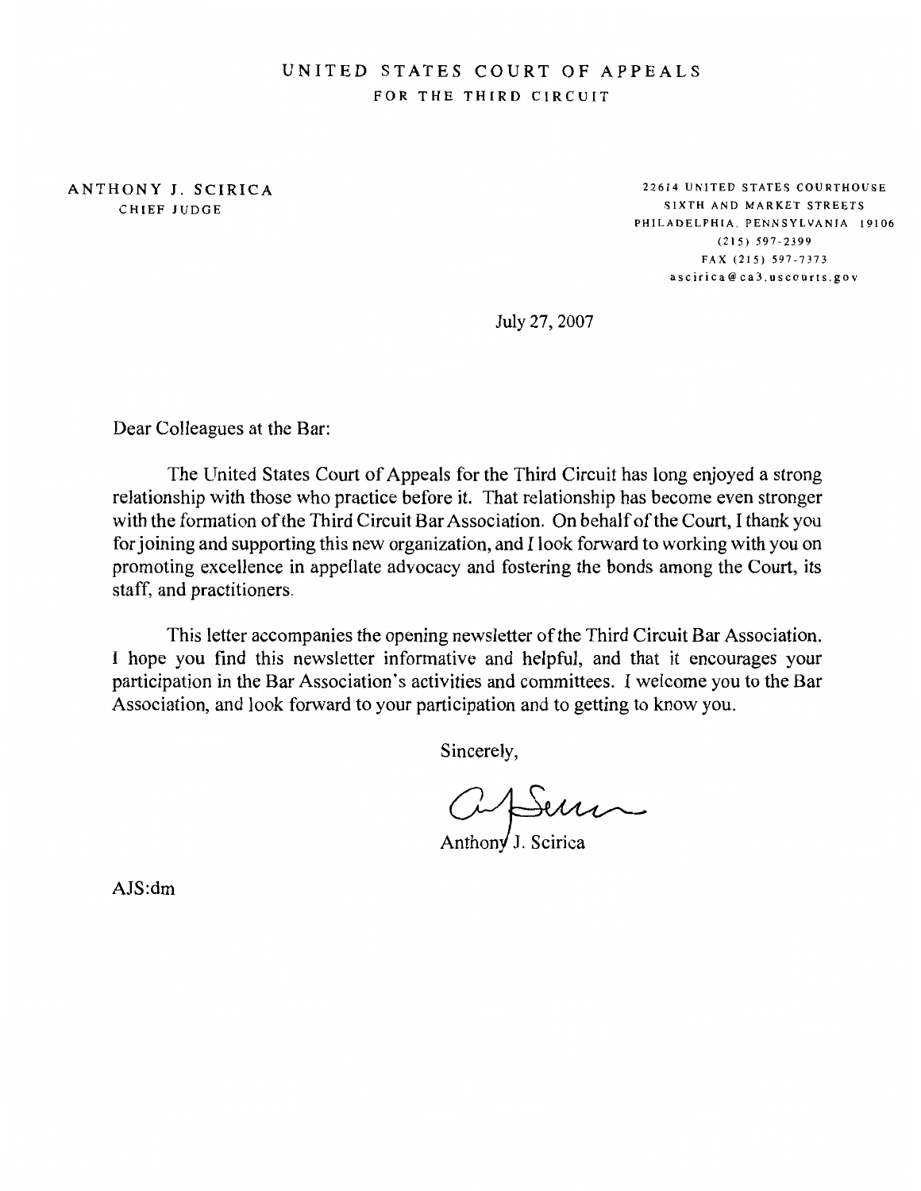# UNITED STATES COURT OF APPEALS
## FOR THE THIRD CIRCUIT

ANTHONY J. SCIRICA
CHIEF JUDGE

22614 UNITED STATES COURTHOUSE
SIXTH AND MARKET STREETS
PHILADELPHIA, PENNSYLVANIA 19106
(215) 597-2399
FAX (215) 597-7373
ascirica@ca3.uscourts.gov

July 27, 2007

Dear Colleagues at the Bar:

The United States Court of Appeals for the Third Circuit has long enjoyed a strong relationship with those who practice before it. That relationship has become even stronger with the formation of the Third Circuit Bar Association. On behalf of the Court, I thank you for joining and supporting this new organization, and I look forward to working with you on promoting excellence in appellate advocacy and fostering the bonds among the Court, its staff, and practitioners.

This letter accompanies the opening newsletter of the Third Circuit Bar Association. I hope you find this newsletter informative and helpful, and that it encourages your participation in the Bar Association's activities and committees. I welcome you to the Bar Association, and look forward to your participation and to getting to know you.

Sincerely,

Anthony J. Scirica

AJS:dm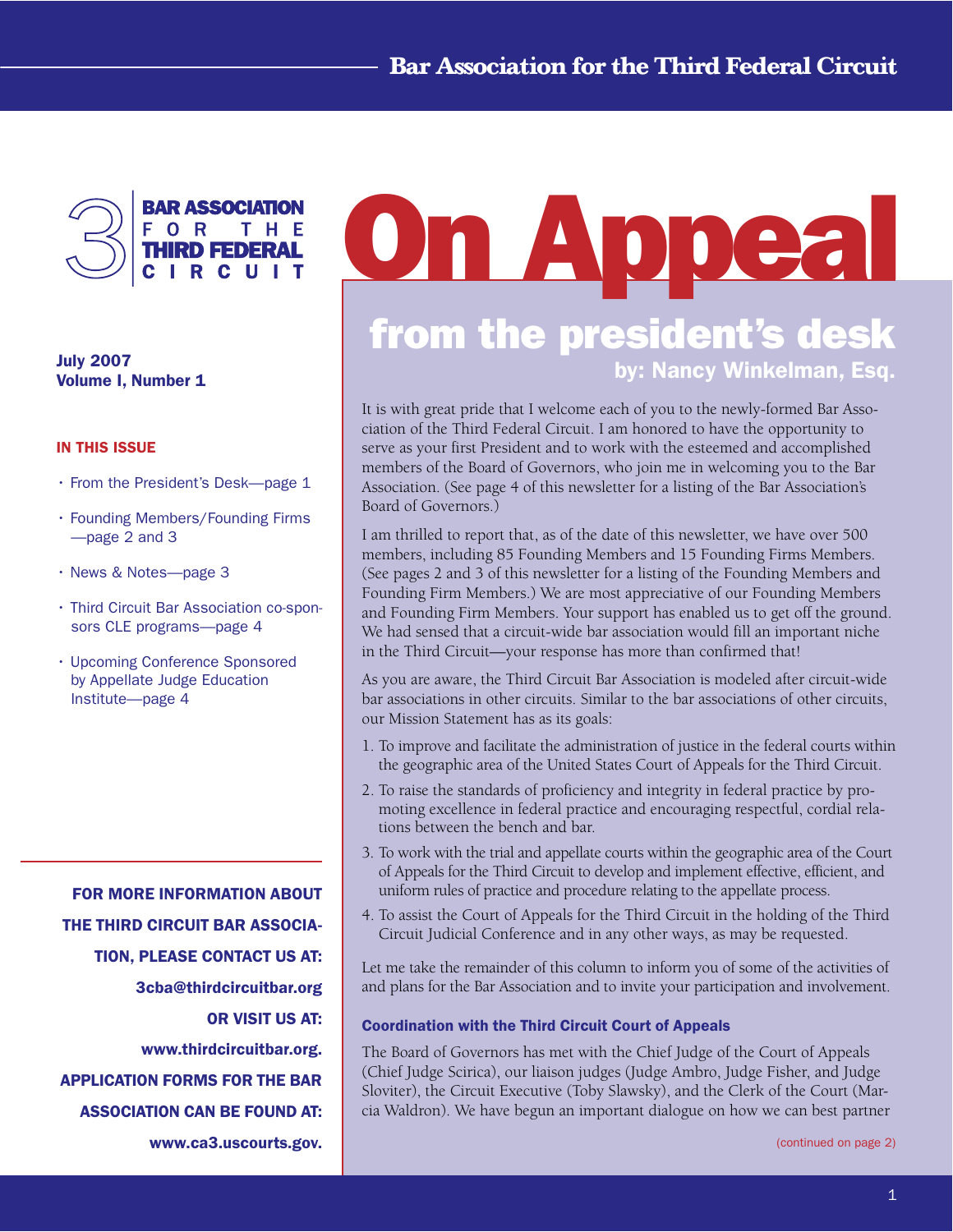# On Appeal

**July 2007**
**Volume I, Number 1**

**IN THIS ISSUE**

- From the President's Desk—page 1
- Founding Members/Founding Firms—page 2 and 3
- News & Notes—page 3
- Third Circuit Bar Association co-sponsors CLE programs—page 4
- Upcoming Conference Sponsored by Appellate Judge Education Institute—page 4

**FOR MORE INFORMATION ABOUT THE THIRD CIRCUIT BAR ASSOCIATION, PLEASE CONTACT US AT: 3cba@thirdcircuitbar.org OR VISIT US AT: www.thirdcircuitbar.org. APPLICATION FORMS FOR THE BAR ASSOCIATION CAN BE FOUND AT: www.ca3.uscourts.gov.**

## from the president's desk

**by: Nancy Winkelman, Esq.**

It is with great pride that I welcome each of you to the newly-formed Bar Association of the Third Federal Circuit. I am honored to have the opportunity to serve as your first President and to work with the esteemed and accomplished members of the Board of Governors, who join me in welcoming you to the Bar Association. (See page 4 of this newsletter for a listing of the Bar Association's Board of Governors.)

I am thrilled to report that, as of the date of this newsletter, we have over 500 members, including 85 Founding Members and 15 Founding Firms Members. (See pages 2 and 3 of this newsletter for a listing of the Founding Members and Founding Firm Members.) We are most appreciative of our Founding Members and Founding Firm Members. Your support has enabled us to get off the ground. We had sensed that a circuit-wide bar association would fill an important niche in the Third Circuit—your response has more than confirmed that!

As you are aware, the Third Circuit Bar Association is modeled after circuit-wide bar associations in other circuits. Similar to the bar associations of other circuits, our Mission Statement has as its goals:

1. To improve and facilitate the administration of justice in the federal courts within the geographic area of the United States Court of Appeals for the Third Circuit.
2. To raise the standards of proficiency and integrity in federal practice by promoting excellence in federal practice and encouraging respectful, cordial relations between the bench and bar.
3. To work with the trial and appellate courts within the geographic area of the Court of Appeals for the Third Circuit to develop and implement effective, efficient, and uniform rules of practice and procedure relating to the appellate process.
4. To assist the Court of Appeals for the Third Circuit in the holding of the Third Circuit Judicial Conference and in any other ways, as may be requested.

Let me take the remainder of this column to inform you of some of the activities of and plans for the Bar Association and to invite your participation and involvement.

### Coordination with the Third Circuit Court of Appeals

The Board of Governors has met with the Chief Judge of the Court of Appeals (Chief Judge Scirica), our liaison judges (Judge Ambro, Judge Fisher, and Judge Sloviter), the Circuit Executive (Toby Slawsky), and the Clerk of the Court (Marcia Waldron). We have begun an important dialogue on how we can best partner

(continued on page 2)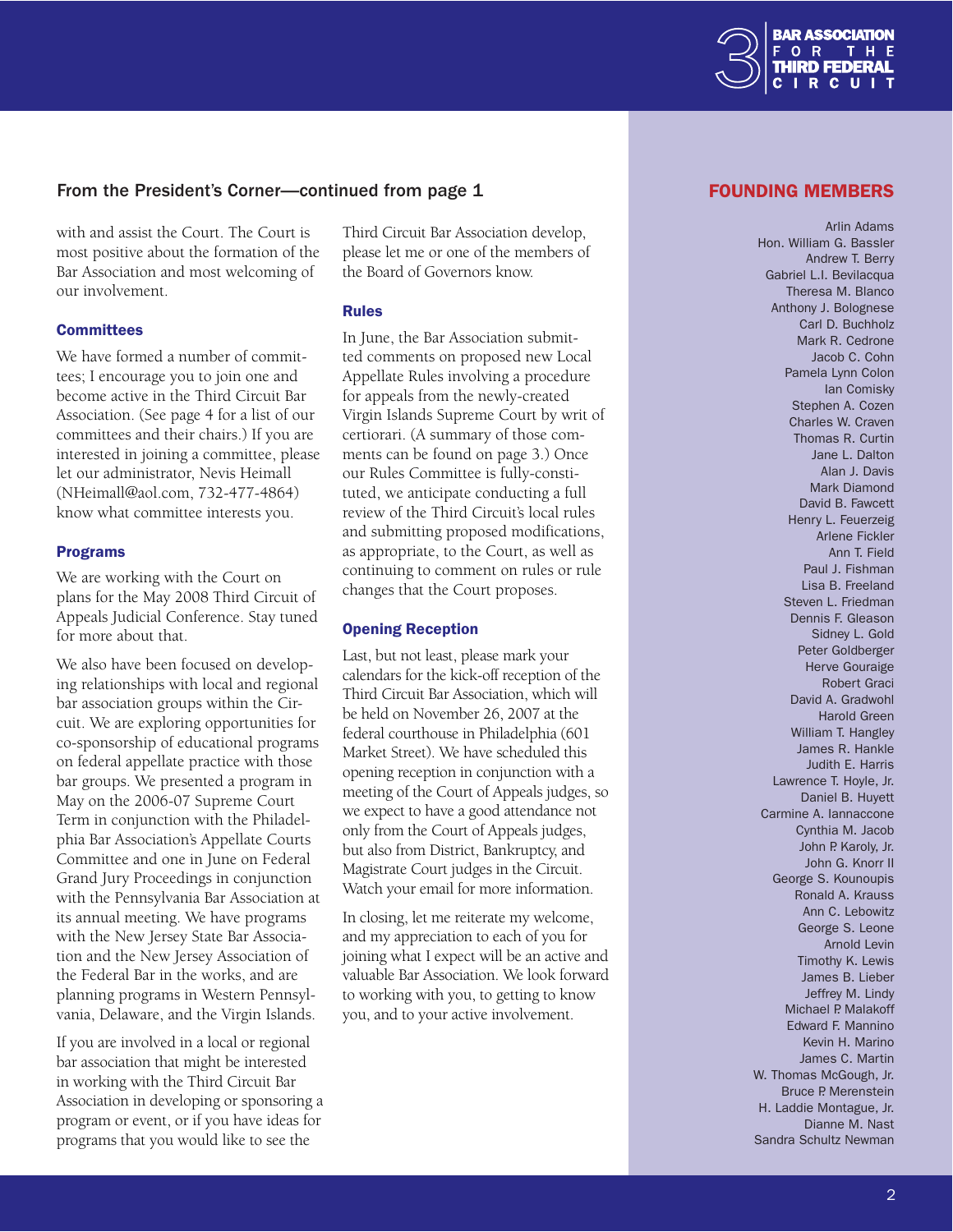## From the President's Corner—continued from page 1

with and assist the Court. The Court is most positive about the formation of the Bar Association and most welcoming of our involvement.

### Committees

We have formed a number of committees; I encourage you to join one and become active in the Third Circuit Bar Association. (See page 4 for a list of our committees and their chairs.) If you are interested in joining a committee, please let our administrator, Nevis Heimall (NHeimall@aol.com, 732-477-4864) know what committee interests you.

### Programs

We are working with the Court on plans for the May 2008 Third Circuit of Appeals Judicial Conference. Stay tuned for more about that.

We also have been focused on developing relationships with local and regional bar association groups within the Circuit. We are exploring opportunities for co-sponsorship of educational programs on federal appellate practice with those bar groups. We presented a program in May on the 2006-07 Supreme Court Term in conjunction with the Philadelphia Bar Association's Appellate Courts Committee and one in June on Federal Grand Jury Proceedings in conjunction with the Pennsylvania Bar Association at its annual meeting. We have programs with the New Jersey State Bar Association and the New Jersey Association of the Federal Bar in the works, and are planning programs in Western Pennsylvania, Delaware, and the Virgin Islands.

If you are involved in a local or regional bar association that might be interested in working with the Third Circuit Bar Association in developing or sponsoring a program or event, or if you have ideas for programs that you would like to see the Third Circuit Bar Association develop, please let me or one of the members of the Board of Governors know.

### Rules

In June, the Bar Association submitted comments on proposed new Local Appellate Rules involving a procedure for appeals from the newly-created Virgin Islands Supreme Court by writ of certiorari. (A summary of those comments can be found on page 3.) Once our Rules Committee is fully-constituted, we anticipate conducting a full review of the Third Circuit's local rules and submitting proposed modifications, as appropriate, to the Court, as well as continuing to comment on rules or rule changes that the Court proposes.

### Opening Reception

Last, but not least, please mark your calendars for the kick-off reception of the Third Circuit Bar Association, which will be held on November 26, 2007 at the federal courthouse in Philadelphia (601 Market Street). We have scheduled this opening reception in conjunction with a meeting of the Court of Appeals judges, so we expect to have a good attendance not only from the Court of Appeals judges, but also from District, Bankruptcy, and Magistrate Court judges in the Circuit. Watch your email for more information.

In closing, let me reiterate my welcome, and my appreciation to each of you for joining what I expect will be an active and valuable Bar Association. We look forward to working with you, to getting to know you, and to your active involvement.

## FOUNDING MEMBERS

Arlin Adams
Hon. William G. Bassler
Andrew T. Berry
Gabriel L.I. Bevilacqua
Theresa M. Blanco
Anthony J. Bolognese
Carl D. Buchholz
Mark R. Cedrone
Jacob C. Cohn
Pamela Lynn Colon
Ian Comisky
Stephen A. Cozen
Charles W. Craven
Thomas R. Curtin
Jane L. Dalton
Alan J. Davis
Mark Diamond
David B. Fawcett
Henry L. Feuerzeig
Arlene Fickler
Ann T. Field
Paul J. Fishman
Lisa B. Freeland
Steven L. Friedman
Dennis F. Gleason
Sidney L. Gold
Peter Goldberger
Herve Gouraige
Robert Graci
David A. Gradwohl
Harold Green
William T. Hangley
James R. Hankle
Judith E. Harris
Lawrence T. Hoyle, Jr.
Daniel B. Huyett
Carmine A. Iannaccone
Cynthia M. Jacob
John P. Karoly, Jr.
John G. Knorr II
George S. Kounoupis
Ronald A. Krauss
Ann C. Lebowitz
George S. Leone
Arnold Levin
Timothy K. Lewis
James B. Lieber
Jeffrey M. Lindy
Michael P. Malakoff
Edward F. Mannino
Kevin H. Marino
James C. Martin
W. Thomas McGough, Jr.
Bruce P. Merenstein
H. Laddie Montague, Jr.
Dianne M. Nast
Sandra Schultz Newman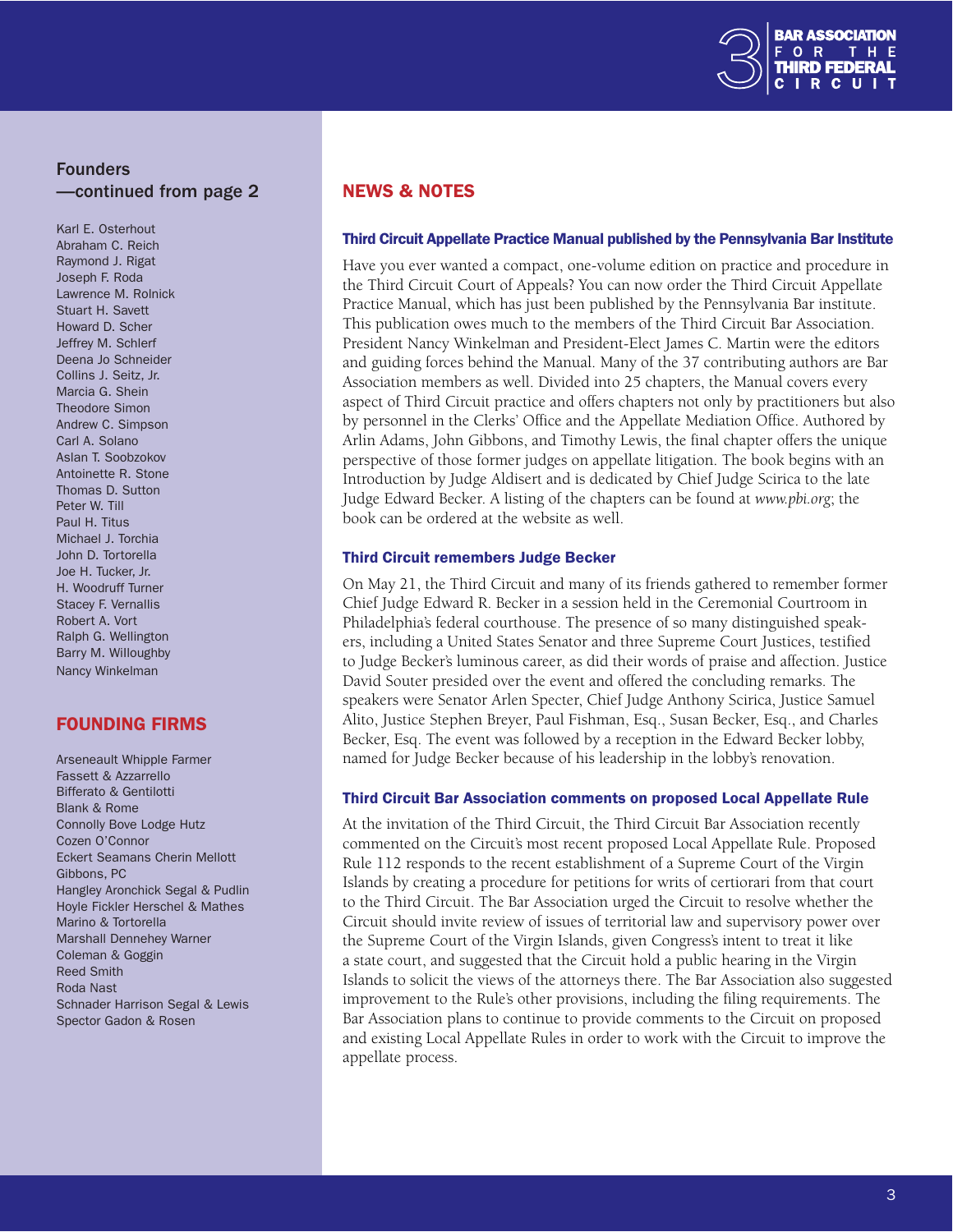## Founders —continued from page 2

Karl E. Osterhout
Abraham C. Reich
Raymond J. Rigat
Joseph F. Roda
Lawrence M. Rolnick
Stuart H. Savett
Howard D. Scher
Jeffrey M. Schlerf
Deena Jo Schneider
Collins J. Seitz, Jr.
Marcia G. Shein
Theodore Simon
Andrew C. Simpson
Carl A. Solano
Aslan T. Soobzokov
Antoinette R. Stone
Thomas D. Sutton
Peter W. Till
Paul H. Titus
Michael J. Torchia
John D. Tortorella
Joe H. Tucker, Jr.
H. Woodruff Turner
Stacey F. Vernallis
Robert A. Vort
Ralph G. Wellington
Barry M. Willoughby
Nancy Winkelman

## FOUNDING FIRMS

Arseneault Whipple Farmer
Fassett & Azzarrello
Bifferato & Gentilotti
Blank & Rome
Connolly Bove Lodge Hutz
Cozen O'Connor
Eckert Seamans Cherin Mellott
Gibbons, PC
Hangley Aronchick Segal & Pudlin
Hoyle Fickler Herschel & Mathes
Marino & Tortorella
Marshall Dennehey Warner
Coleman & Goggin
Reed Smith
Roda Nast
Schnader Harrison Segal & Lewis
Spector Gadon & Rosen

## NEWS & NOTES

### Third Circuit Appellate Practice Manual published by the Pennsylvania Bar Institute

Have you ever wanted a compact, one-volume edition on practice and procedure in the Third Circuit Court of Appeals? You can now order the Third Circuit Appellate Practice Manual, which has just been published by the Pennsylvania Bar institute. This publication owes much to the members of the Third Circuit Bar Association. President Nancy Winkelman and President-Elect James C. Martin were the editors and guiding forces behind the Manual. Many of the 37 contributing authors are Bar Association members as well. Divided into 25 chapters, the Manual covers every aspect of Third Circuit practice and offers chapters not only by practitioners but also by personnel in the Clerks' Office and the Appellate Mediation Office. Authored by Arlin Adams, John Gibbons, and Timothy Lewis, the final chapter offers the unique perspective of those former judges on appellate litigation. The book begins with an Introduction by Judge Aldisert and is dedicated by Chief Judge Scirica to the late Judge Edward Becker. A listing of the chapters can be found at *www.pbi.org*; the book can be ordered at the website as well.

### Third Circuit remembers Judge Becker

On May 21, the Third Circuit and many of its friends gathered to remember former Chief Judge Edward R. Becker in a session held in the Ceremonial Courtroom in Philadelphia's federal courthouse. The presence of so many distinguished speakers, including a United States Senator and three Supreme Court Justices, testified to Judge Becker's luminous career, as did their words of praise and affection. Justice David Souter presided over the event and offered the concluding remarks. The speakers were Senator Arlen Specter, Chief Judge Anthony Scirica, Justice Samuel Alito, Justice Stephen Breyer, Paul Fishman, Esq., Susan Becker, Esq., and Charles Becker, Esq. The event was followed by a reception in the Edward Becker lobby, named for Judge Becker because of his leadership in the lobby's renovation.

### Third Circuit Bar Association comments on proposed Local Appellate Rule

At the invitation of the Third Circuit, the Third Circuit Bar Association recently commented on the Circuit's most recent proposed Local Appellate Rule. Proposed Rule 112 responds to the recent establishment of a Supreme Court of the Virgin Islands by creating a procedure for petitions for writs of certiorari from that court to the Third Circuit. The Bar Association urged the Circuit to resolve whether the Circuit should invite review of issues of territorial law and supervisory power over the Supreme Court of the Virgin Islands, given Congress's intent to treat it like a state court, and suggested that the Circuit hold a public hearing in the Virgin Islands to solicit the views of the attorneys there. The Bar Association also suggested improvement to the Rule's other provisions, including the filing requirements. The Bar Association plans to continue to provide comments to the Circuit on proposed and existing Local Appellate Rules in order to work with the Circuit to improve the appellate process.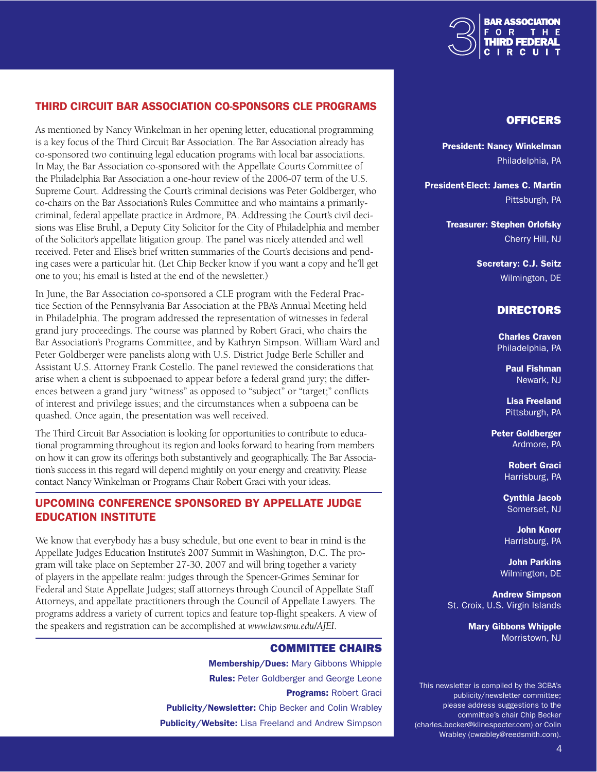## THIRD CIRCUIT BAR ASSOCIATION CO-SPONSORS CLE PROGRAMS

As mentioned by Nancy Winkelman in her opening letter, educational programming is a key focus of the Third Circuit Bar Association. The Bar Association already has co-sponsored two continuing legal education programs with local bar associations. In May, the Bar Association co-sponsored with the Appellate Courts Committee of the Philadelphia Bar Association a one-hour review of the 2006-07 term of the U.S. Supreme Court. Addressing the Court's criminal decisions was Peter Goldberger, who co-chairs on the Bar Association's Rules Committee and who maintains a primarily-criminal, federal appellate practice in Ardmore, PA. Addressing the Court's civil decisions was Elise Bruhl, a Deputy City Solicitor for the City of Philadelphia and member of the Solicitor's appellate litigation group. The panel was nicely attended and well received. Peter and Elise's brief written summaries of the Court's decisions and pending cases were a particular hit. (Let Chip Becker know if you want a copy and he'll get one to you; his email is listed at the end of the newsletter.)

In June, the Bar Association co-sponsored a CLE program with the Federal Practice Section of the Pennsylvania Bar Association at the PBA's Annual Meeting held in Philadelphia. The program addressed the representation of witnesses in federal grand jury proceedings. The course was planned by Robert Graci, who chairs the Bar Association's Programs Committee, and by Kathryn Simpson. William Ward and Peter Goldberger were panelists along with U.S. District Judge Berle Schiller and Assistant U.S. Attorney Frank Costello. The panel reviewed the considerations that arise when a client is subpoenaed to appear before a federal grand jury; the differences between a grand jury "witness" as opposed to "subject" or "target;" conflicts of interest and privilege issues; and the circumstances when a subpoena can be quashed. Once again, the presentation was well received.

The Third Circuit Bar Association is looking for opportunities to contribute to educational programming throughout its region and looks forward to hearing from members on how it can grow its offerings both substantively and geographically. The Bar Association's success in this regard will depend mightily on your energy and creativity. Please contact Nancy Winkelman or Programs Chair Robert Graci with your ideas.

## UPCOMING CONFERENCE SPONSORED BY APPELLATE JUDGE EDUCATION INSTITUTE

We know that everybody has a busy schedule, but one event to bear in mind is the Appellate Judges Education Institute's 2007 Summit in Washington, D.C. The program will take place on September 27-30, 2007 and will bring together a variety of players in the appellate realm: judges through the Spencer-Grimes Seminar for Federal and State Appellate Judges; staff attorneys through Council of Appellate Staff Attorneys, and appellate practitioners through the Council of Appellate Lawyers. The programs address a variety of current topics and feature top-flight speakers. A view of the speakers and registration can be accomplished at *www.law.smu.edu/AJEI*.

## COMMITTEE CHAIRS

**Membership/Dues:** Mary Gibbons Whipple
**Rules:** Peter Goldberger and George Leone
**Programs:** Robert Graci
**Publicity/Newsletter:** Chip Becker and Colin Wrabley
**Publicity/Website:** Lisa Freeland and Andrew Simpson

BAR ASSOCIATION FOR THE THIRD FEDERAL CIRCUIT

## OFFICERS

**President: Nancy Winkelman**
Philadelphia, PA

**President-Elect: James C. Martin**
Pittsburgh, PA

**Treasurer: Stephen Orlofsky**
Cherry Hill, NJ

**Secretary: C.J. Seitz**
Wilmington, DE

## DIRECTORS

**Charles Craven**
Philadelphia, PA

**Paul Fishman**
Newark, NJ

**Lisa Freeland**
Pittsburgh, PA

**Peter Goldberger**
Ardmore, PA

**Robert Graci**
Harrisburg, PA

**Cynthia Jacob**
Somerset, NJ

**John Knorr**
Harrisburg, PA

**John Parkins**
Wilmington, DE

**Andrew Simpson**
St. Croix, U.S. Virgin Islands

**Mary Gibbons Whipple**
Morristown, NJ

This newsletter is compiled by the 3CBA's publicity/newsletter committee; please address suggestions to the committee's chair Chip Becker (charles.becker@klinespecter.com) or Colin Wrabley (cwrabley@reedsmith.com).